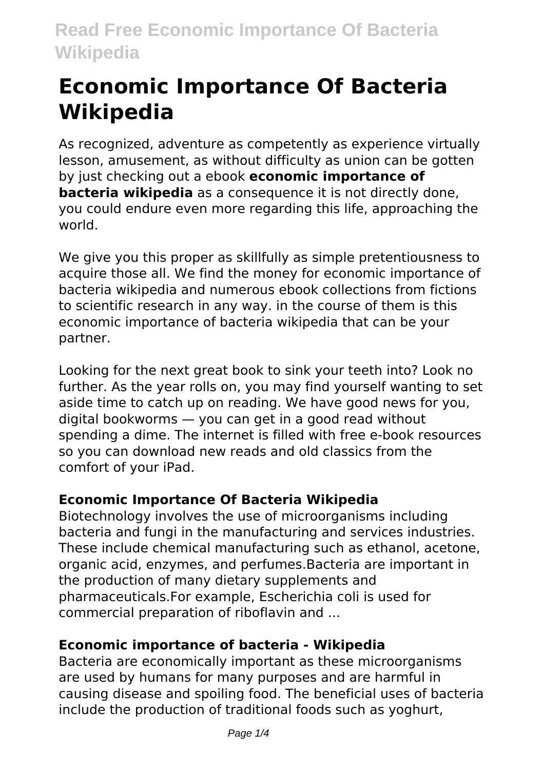# Economic Importance Of Bacteria Wikipedia

As recognized, adventure as competently as experience virtually lesson, amusement, as without difficulty as union can be gotten by just checking out a ebook **economic importance of bacteria wikipedia** as a consequence it is not directly done, you could endure even more regarding this life, approaching the world.

We give you this proper as skillfully as simple pretentiousness to acquire those all. We find the money for economic importance of bacteria wikipedia and numerous ebook collections from fictions to scientific research in any way. in the course of them is this economic importance of bacteria wikipedia that can be your partner.

Looking for the next great book to sink your teeth into? Look no further. As the year rolls on, you may find yourself wanting to set aside time to catch up on reading. We have good news for you, digital bookworms — you can get in a good read without spending a dime. The internet is filled with free e-book resources so you can download new reads and old classics from the comfort of your iPad.

### Economic Importance Of Bacteria Wikipedia

Biotechnology involves the use of microorganisms including bacteria and fungi in the manufacturing and services industries. These include chemical manufacturing such as ethanol, acetone, organic acid, enzymes, and perfumes.Bacteria are important in the production of many dietary supplements and pharmaceuticals.For example, Escherichia coli is used for commercial preparation of riboflavin and ...

### Economic importance of bacteria - Wikipedia

Bacteria are economically important as these microorganisms are used by humans for many purposes and are harmful in causing disease and spoiling food. The beneficial uses of bacteria include the production of traditional foods such as yoghurt,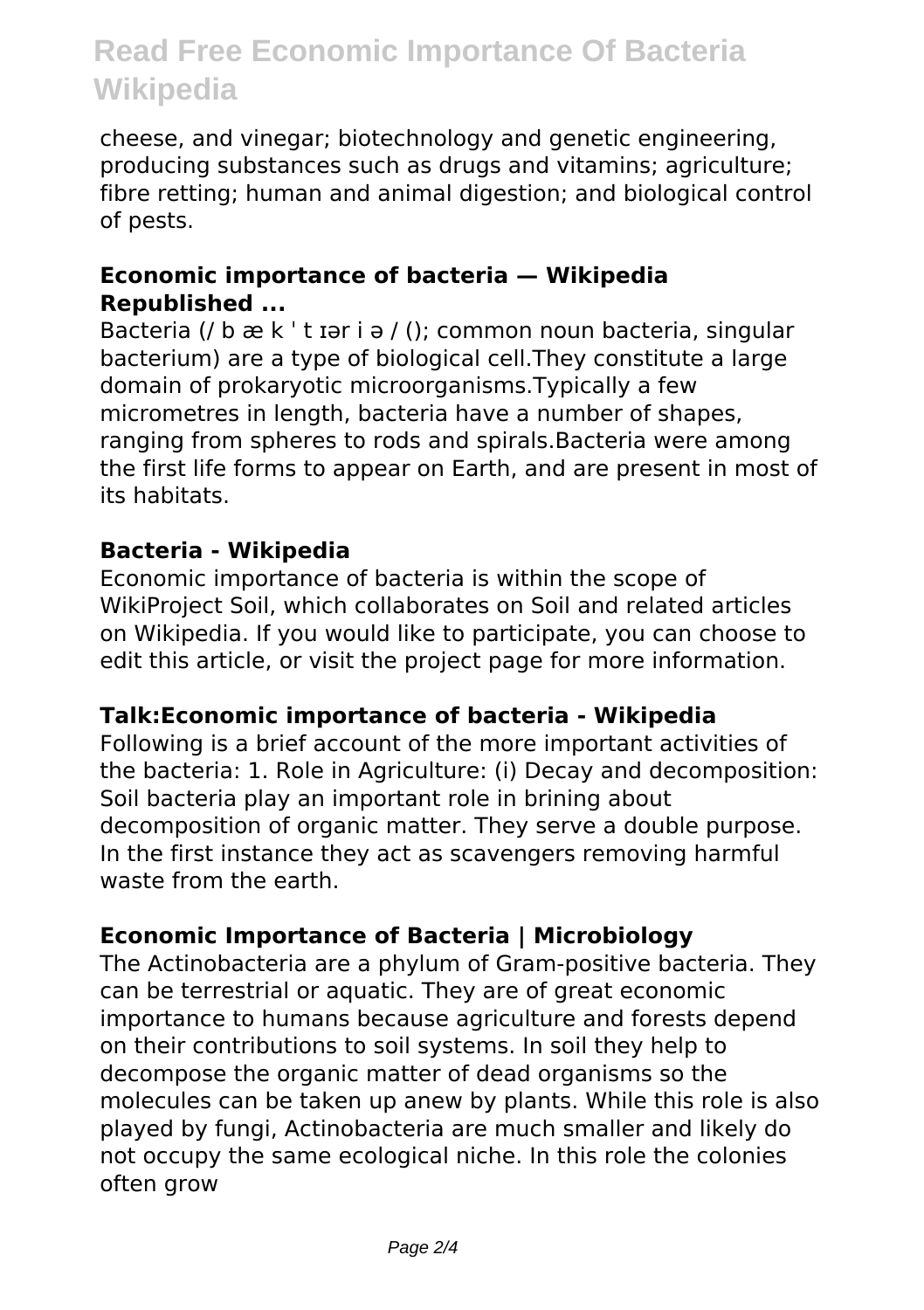cheese, and vinegar; biotechnology and genetic engineering, producing substances such as drugs and vitamins; agriculture; fibre retting; human and animal digestion; and biological control of pests.

**Economic importance of bacteria — Wikipedia Republished ...**

Bacteria (/ b æ k ˈ t ɪər i ə / (); common noun bacteria, singular bacterium) are a type of biological cell.They constitute a large domain of prokaryotic microorganisms.Typically a few micrometres in length, bacteria have a number of shapes, ranging from spheres to rods and spirals.Bacteria were among the first life forms to appear on Earth, and are present in most of its habitats.

**Bacteria - Wikipedia**

Economic importance of bacteria is within the scope of WikiProject Soil, which collaborates on Soil and related articles on Wikipedia. If you would like to participate, you can choose to edit this article, or visit the project page for more information.

**Talk:Economic importance of bacteria - Wikipedia**

Following is a brief account of the more important activities of the bacteria: 1. Role in Agriculture: (i) Decay and decomposition: Soil bacteria play an important role in brining about decomposition of organic matter. They serve a double purpose. In the first instance they act as scavengers removing harmful waste from the earth.

**Economic Importance of Bacteria | Microbiology**

The Actinobacteria are a phylum of Gram-positive bacteria. They can be terrestrial or aquatic. They are of great economic importance to humans because agriculture and forests depend on their contributions to soil systems. In soil they help to decompose the organic matter of dead organisms so the molecules can be taken up anew by plants. While this role is also played by fungi, Actinobacteria are much smaller and likely do not occupy the same ecological niche. In this role the colonies often grow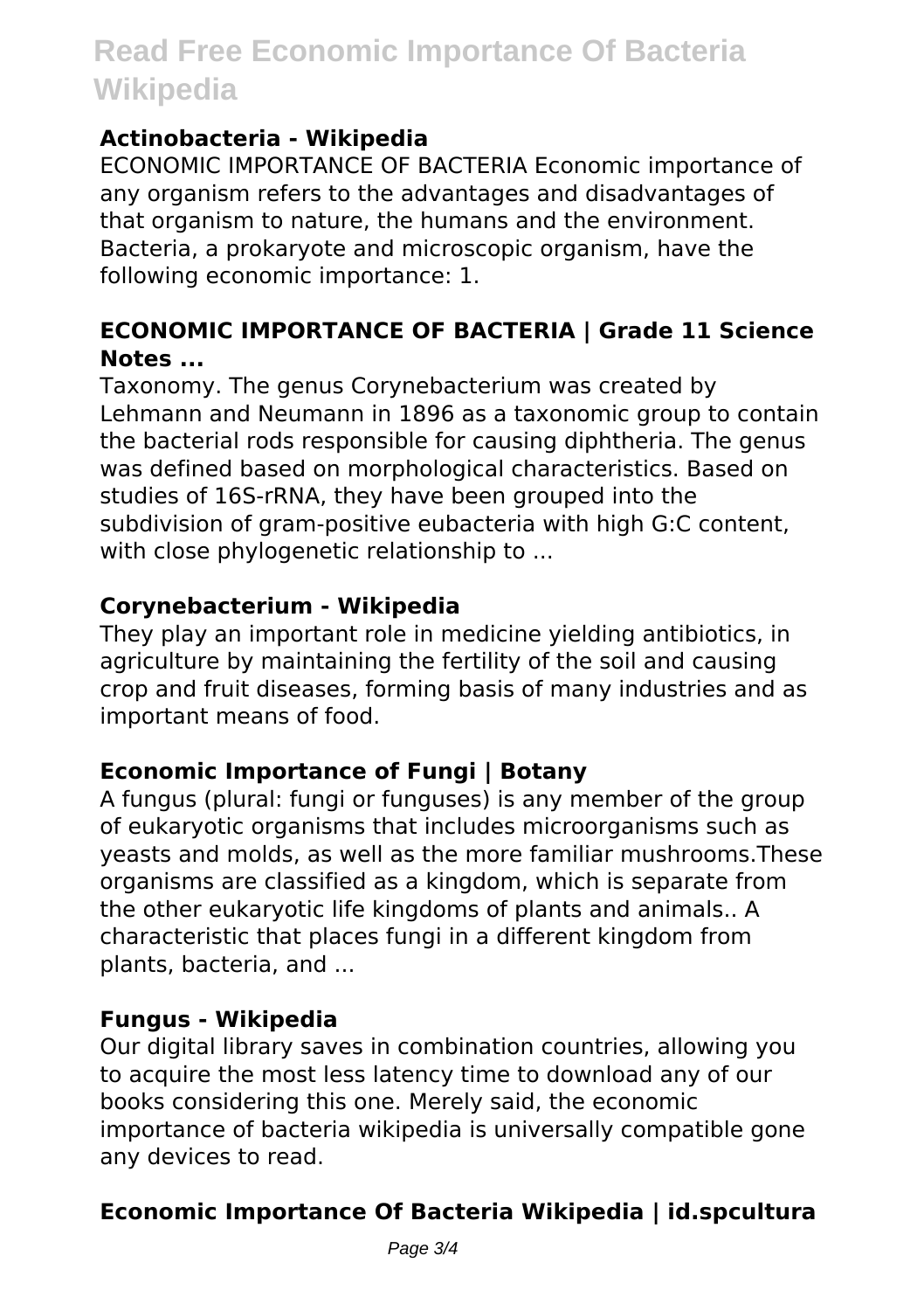### Actinobacteria - Wikipedia

ECONOMIC IMPORTANCE OF BACTERIA Economic importance of any organism refers to the advantages and disadvantages of that organism to nature, the humans and the environment. Bacteria, a prokaryote and microscopic organism, have the following economic importance: 1.

### ECONOMIC IMPORTANCE OF BACTERIA | Grade 11 Science Notes ...

Taxonomy. The genus Corynebacterium was created by Lehmann and Neumann in 1896 as a taxonomic group to contain the bacterial rods responsible for causing diphtheria. The genus was defined based on morphological characteristics. Based on studies of 16S-rRNA, they have been grouped into the subdivision of gram-positive eubacteria with high G:C content, with close phylogenetic relationship to ...

### Corynebacterium - Wikipedia

They play an important role in medicine yielding antibiotics, in agriculture by maintaining the fertility of the soil and causing crop and fruit diseases, forming basis of many industries and as important means of food.

### Economic Importance of Fungi | Botany

A fungus (plural: fungi or funguses) is any member of the group of eukaryotic organisms that includes microorganisms such as yeasts and molds, as well as the more familiar mushrooms.These organisms are classified as a kingdom, which is separate from the other eukaryotic life kingdoms of plants and animals.. A characteristic that places fungi in a different kingdom from plants, bacteria, and ...

### Fungus - Wikipedia

Our digital library saves in combination countries, allowing you to acquire the most less latency time to download any of our books considering this one. Merely said, the economic importance of bacteria wikipedia is universally compatible gone any devices to read.

### Economic Importance Of Bacteria Wikipedia | id.spcultura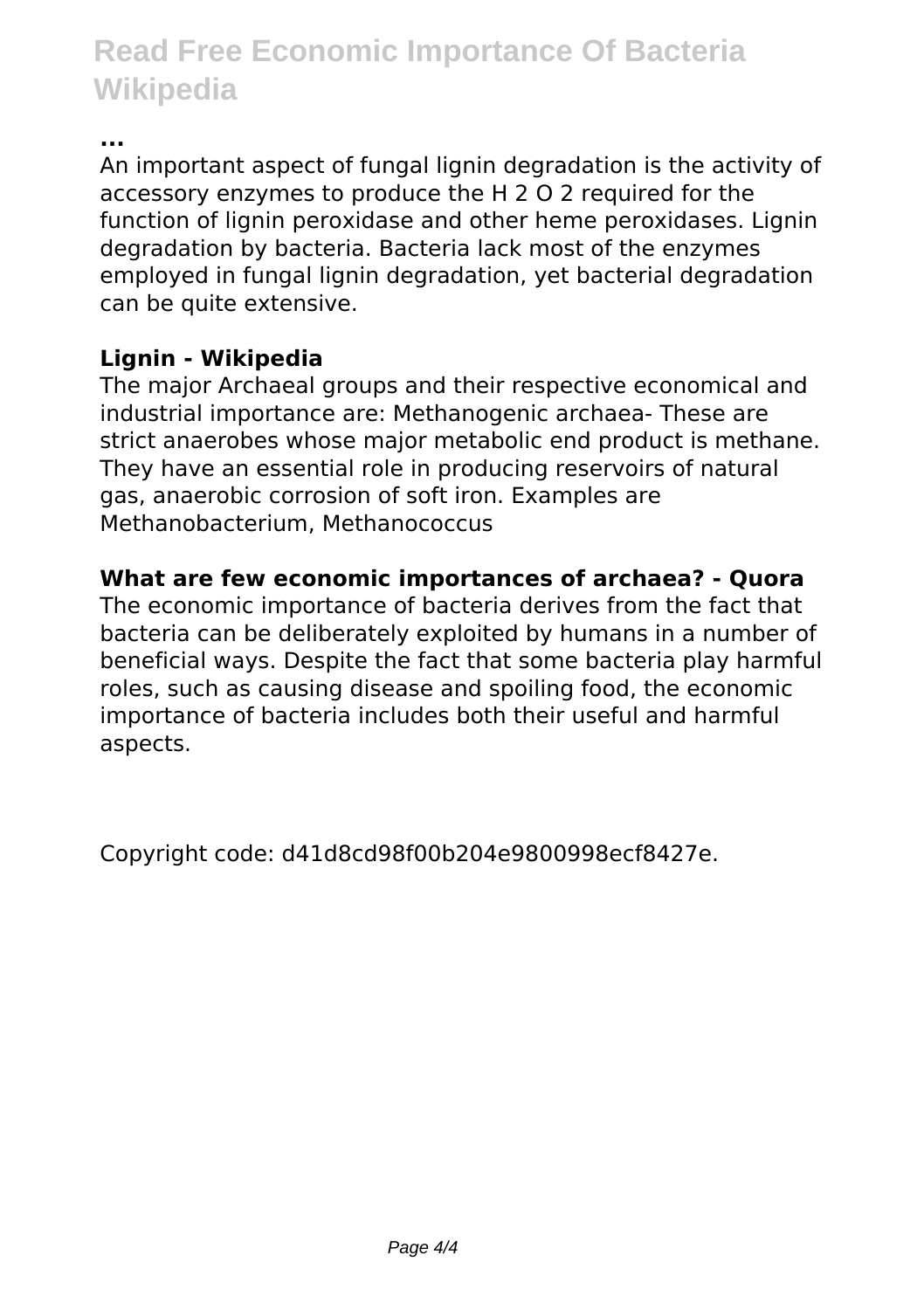**...**

An important aspect of fungal lignin degradation is the activity of accessory enzymes to produce the $H_2O_2$ required for the function of lignin peroxidase and other heme peroxidases. Lignin degradation by bacteria. Bacteria lack most of the enzymes employed in fungal lignin degradation, yet bacterial degradation can be quite extensive.

**Lignin - Wikipedia**

The major Archaeal groups and their respective economical and industrial importance are: Methanogenic archaea- These are strict anaerobes whose major metabolic end product is methane. They have an essential role in producing reservoirs of natural gas, anaerobic corrosion of soft iron. Examples are Methanobacterium, Methanococcus

**What are few economic importances of archaea? - Quora**

The economic importance of bacteria derives from the fact that bacteria can be deliberately exploited by humans in a number of beneficial ways. Despite the fact that some bacteria play harmful roles, such as causing disease and spoiling food, the economic importance of bacteria includes both their useful and harmful aspects.

Copyright code: d41d8cd98f00b204e9800998ecf8427e.